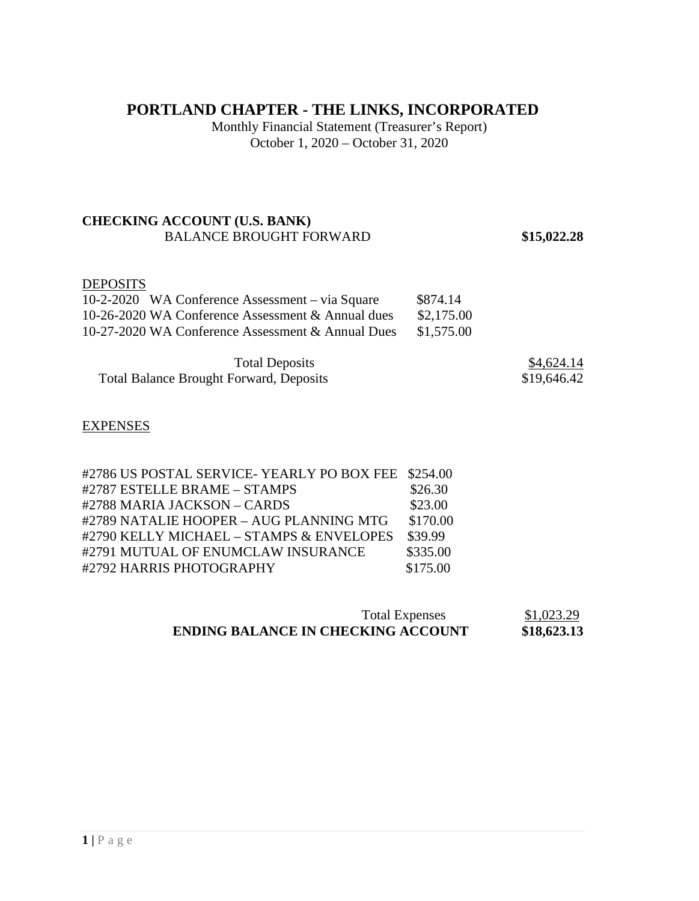# PORTLAND CHAPTER - THE LINKS, INCORPORATED

Monthly Financial Statement (Treasurer's Report)
October 1, 2020 – October 31, 2020

**CHECKING ACCOUNT (U.S. BANK)**

| | | |
|---|---|---|
| BALANCE BROUGHT FORWARD | | **$15,022.28** |

DEPOSITS

| | | |
|---|---|---|
| 10-2-2020 WA Conference Assessment – via Square | $874.14 | |
| 10-26-2020 WA Conference Assessment & Annual dues | $2,175.00 | |
| 10-27-2020 WA Conference Assessment & Annual Dues | $1,575.00 | |
| Total Deposits | | $4,624.14 |
| Total Balance Brought Forward, Deposits | | $19,646.42 |

EXPENSES

| | | |
|---|---|---|
| #2786 US POSTAL SERVICE- YEARLY PO BOX FEE | $254.00 | |
| #2787 ESTELLE BRAME – STAMPS | $26.30 | |
| #2788 MARIA JACKSON – CARDS | $23.00 | |
| #2789 NATALIE HOOPER – AUG PLANNING MTG | $170.00 | |
| #2790 KELLY MICHAEL – STAMPS & ENVELOPES | $39.99 | |
| #2791 MUTUAL OF ENUMCLAW INSURANCE | $335.00 | |
| #2792 HARRIS PHOTOGRAPHY | $175.00 | |
| Total Expenses | | $1,023.29 |
| **ENDING BALANCE IN CHECKING ACCOUNT** | | **$18,623.13** |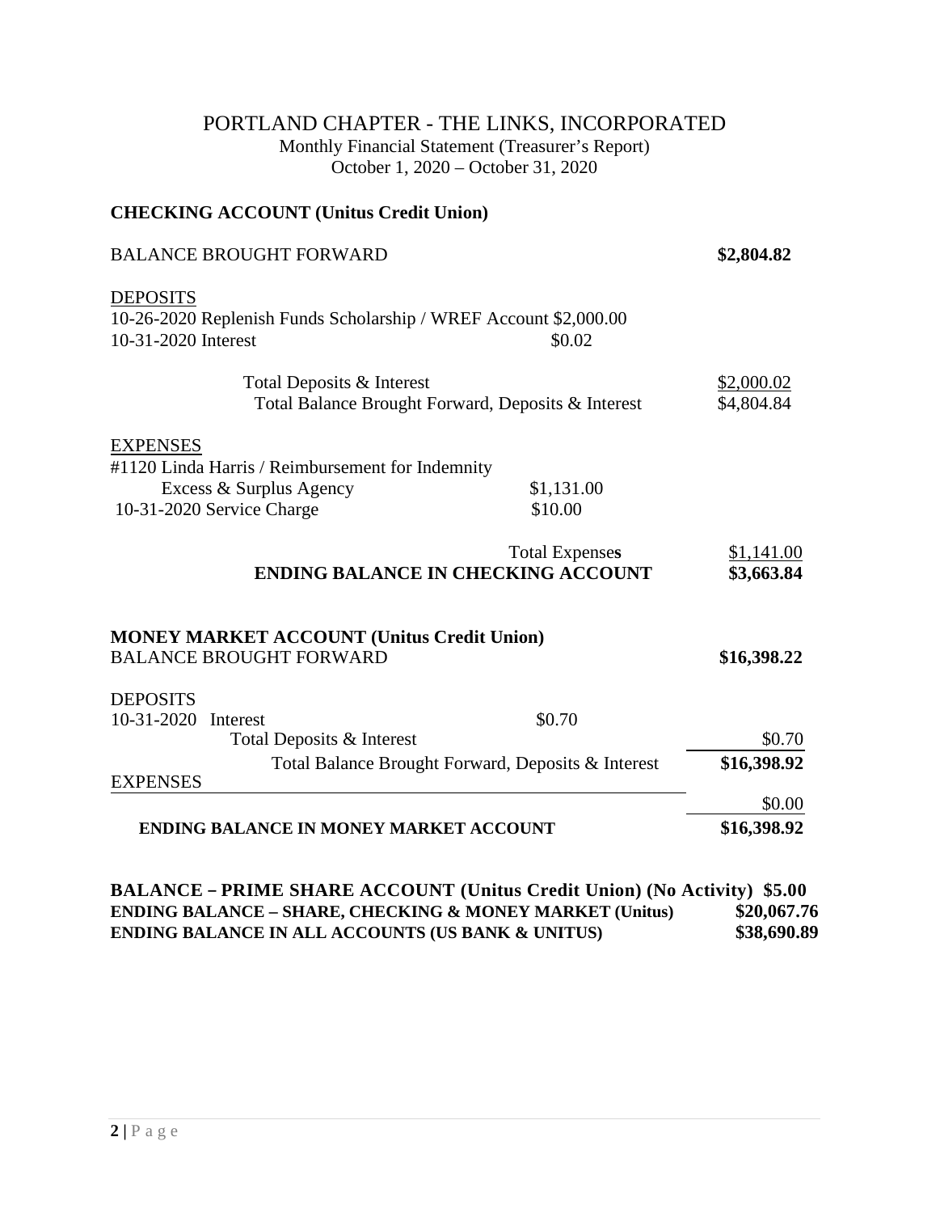# PORTLAND CHAPTER - THE LINKS, INCORPORATED

Monthly Financial Statement (Treasurer's Report)
October 1, 2020 – October 31, 2020

**CHECKING ACCOUNT (Unitus Credit Union)**

| | | |
|---|---|---|
| BALANCE BROUGHT FORWARD | | **$2,804.82** |
| DEPOSITS | | |
| 10-26-2020 Replenish Funds Scholarship / WREF Account | $2,000.00 | |
| 10-31-2020 Interest | $0.02 | |
| Total Deposits & Interest | | $2,000.02 |
| Total Balance Brought Forward, Deposits & Interest | | $4,804.84 |
| EXPENSES | | |
| #1120 Linda Harris / Reimbursement for Indemnity Excess & Surplus Agency | $1,131.00 | |
| 10-31-2020 Service Charge | $10.00 | |
| Total Expenses | | $1,141.00 |
| **ENDING BALANCE IN CHECKING ACCOUNT** | | **$3,663.84** |

**MONEY MARKET ACCOUNT (Unitus Credit Union)**

| | | |
|---|---|---|
| BALANCE BROUGHT FORWARD | | **$16,398.22** |
| DEPOSITS | | |
| 10-31-2020 Interest | $0.70 | |
| Total Deposits & Interest | | $0.70 |
| Total Balance Brought Forward, Deposits & Interest | | **$16,398.92** |
| EXPENSES | | $0.00 |
| **ENDING BALANCE IN MONEY MARKET ACCOUNT** | | **$16,398.92** |

**BALANCE – PRIME SHARE ACCOUNT (Unitus Credit Union) (No Activity) $5.00**

**ENDING BALANCE – SHARE, CHECKING & MONEY MARKET (Unitus) $20,067.76**

**ENDING BALANCE IN ALL ACCOUNTS (US BANK & UNITUS) $38,690.89**